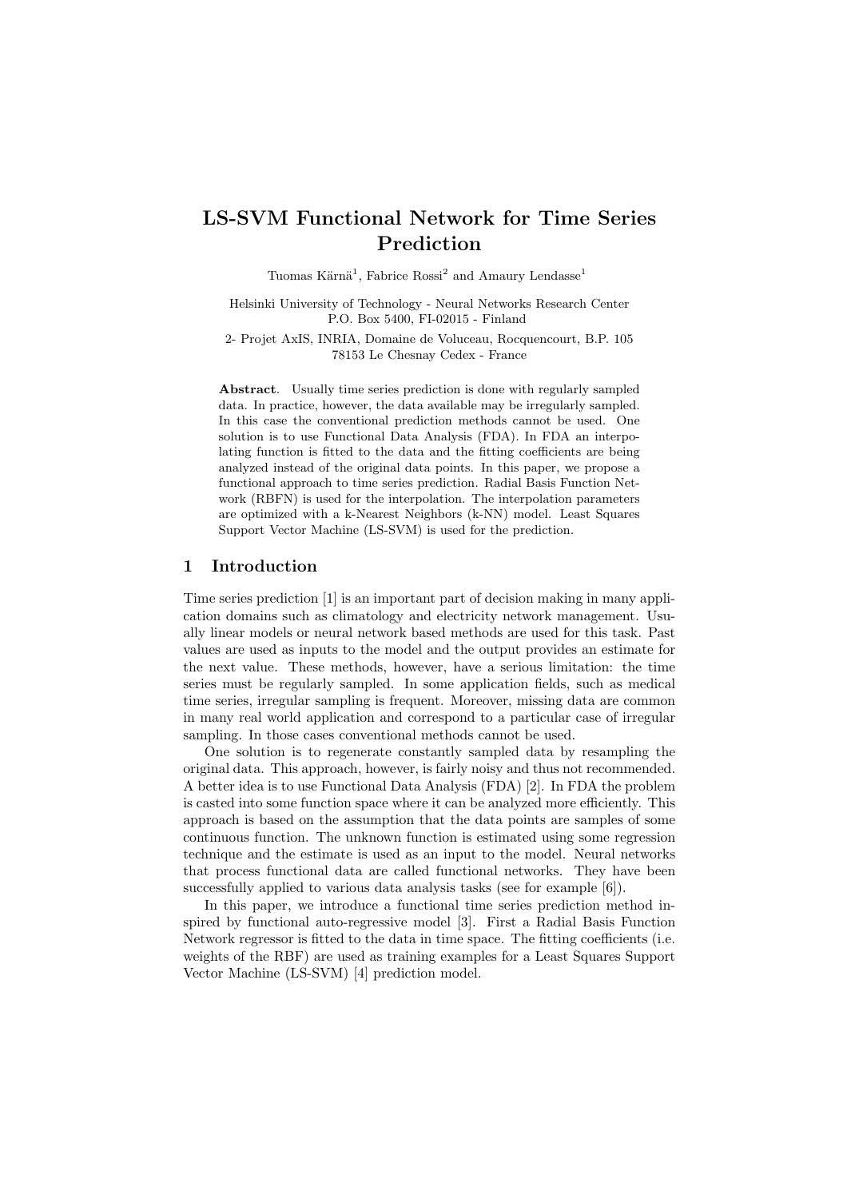# LS-SVM Functional Network for Time Series Prediction

Tuomas Kärnä[1], Fabrice Rossi[2] and Amaury Lendasse[1]

Helsinki University of Technology - Neural Networks Research Center
P.O. Box 5400, FI-02015 - Finland

2- Projet AxIS, INRIA, Domaine de Voluceau, Rocquencourt, B.P. 105
78153 Le Chesnay Cedex - France

**Abstract**. Usually time series prediction is done with regularly sampled data. In practice, however, the data available may be irregularly sampled. In this case the conventional prediction methods cannot be used. One solution is to use Functional Data Analysis (FDA). In FDA an interpolating function is fitted to the data and the fitting coefficients are being analyzed instead of the original data points. In this paper, we propose a functional approach to time series prediction. Radial Basis Function Network (RBFN) is used for the interpolation. The interpolation parameters are optimized with a k-Nearest Neighbors (k-NN) model. Least Squares Support Vector Machine (LS-SVM) is used for the prediction.

## 1 Introduction

Time series prediction [1] is an important part of decision making in many application domains such as climatology and electricity network management. Usually linear models or neural network based methods are used for this task. Past values are used as inputs to the model and the output provides an estimate for the next value. These methods, however, have a serious limitation: the time series must be regularly sampled. In some application fields, such as medical time series, irregular sampling is frequent. Moreover, missing data are common in many real world application and correspond to a particular case of irregular sampling. In those cases conventional methods cannot be used.

One solution is to regenerate constantly sampled data by resampling the original data. This approach, however, is fairly noisy and thus not recommended. A better idea is to use Functional Data Analysis (FDA) [2]. In FDA the problem is casted into some function space where it can be analyzed more efficiently. This approach is based on the assumption that the data points are samples of some continuous function. The unknown function is estimated using some regression technique and the estimate is used as an input to the model. Neural networks that process functional data are called functional networks. They have been successfully applied to various data analysis tasks (see for example [6]).

In this paper, we introduce a functional time series prediction method inspired by functional auto-regressive model [3]. First a Radial Basis Function Network regressor is fitted to the data in time space. The fitting coefficients (i.e. weights of the RBF) are used as training examples for a Least Squares Support Vector Machine (LS-SVM) [4] prediction model.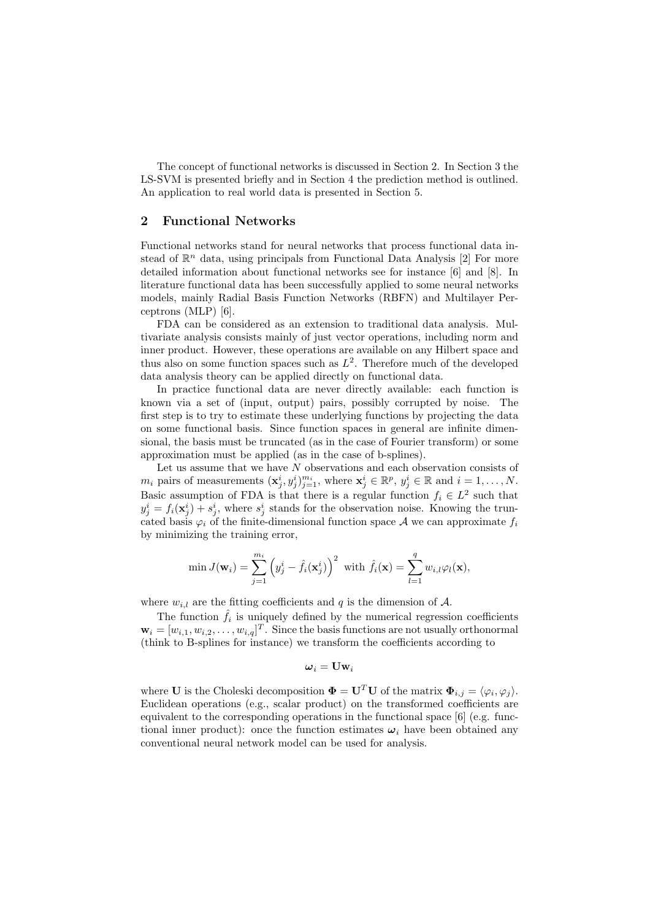The concept of functional networks is discussed in Section 2. In Section 3 the LS-SVM is presented briefly and in Section 4 the prediction method is outlined. An application to real world data is presented in Section 5.

## 2 Functional Networks

Functional networks stand for neural networks that process functional data instead of $\mathbb{R}^n$ data, using principals from Functional Data Analysis [2] For more detailed information about functional networks see for instance [6] and [8]. In literature functional data has been successfully applied to some neural networks models, mainly Radial Basis Function Networks (RBFN) and Multilayer Perceptrons (MLP) [6].

FDA can be considered as an extension to traditional data analysis. Multivariate analysis consists mainly of just vector operations, including norm and inner product. However, these operations are available on any Hilbert space and thus also on some function spaces such as $L^2$. Therefore much of the developed data analysis theory can be applied directly on functional data.

In practice functional data are never directly available: each function is known via a set of (input, output) pairs, possibly corrupted by noise. The first step is to try to estimate these underlying functions by projecting the data on some functional basis. Since function spaces in general are infinite dimensional, the basis must be truncated (as in the case of Fourier transform) or some approximation must be applied (as in the case of b-splines).

Let us assume that we have $N$ observations and each observation consists of $m_i$ pairs of measurements $(\mathbf{x}_j^i, y_j^i)_{j=1}^{m_i}$, where $\mathbf{x}_j^i \in \mathbb{R}^p$, $y_j^i \in \mathbb{R}$ and $i = 1, \ldots, N$. Basic assumption of FDA is that there is a regular function $f_i \in L^2$ such that $y_j^i = f_i(\mathbf{x}_j^i) + s_j^i$, where $s_j^i$ stands for the observation noise. Knowing the truncated basis $\varphi_i$ of the finite-dimensional function space $\mathcal{A}$ we can approximate $f_i$ by minimizing the training error,

$$\min J(\mathbf{w}_i) = \sum_{j=1}^{m_i} \left( y_j^i - \hat{f}_i(\mathbf{x}_j^i) \right)^2 \text{ with } \hat{f}_i(\mathbf{x}) = \sum_{l=1}^{q} w_{i,l} \varphi_l(\mathbf{x}),$$

where $w_{i,l}$ are the fitting coefficients and $q$ is the dimension of $\mathcal{A}$.

The function $\hat{f}_i$ is uniquely defined by the numerical regression coefficients $\mathbf{w}_i = [w_{i,1}, w_{i,2}, \ldots, w_{i,q}]^T$. Since the basis functions are not usually orthonormal (think to B-splines for instance) we transform the coefficients according to

$$\boldsymbol{\omega}_i = \mathbf{U}\mathbf{w}_i$$

where $\mathbf{U}$ is the Choleski decomposition $\mathbf{\Phi} = \mathbf{U}^T\mathbf{U}$ of the matrix $\mathbf{\Phi}_{i,j} = \langle \varphi_i, \varphi_j \rangle$. Euclidean operations (e.g., scalar product) on the transformed coefficients are equivalent to the corresponding operations in the functional space [6] (e.g. functional inner product): once the function estimates $\boldsymbol{\omega}_i$ have been obtained any conventional neural network model can be used for analysis.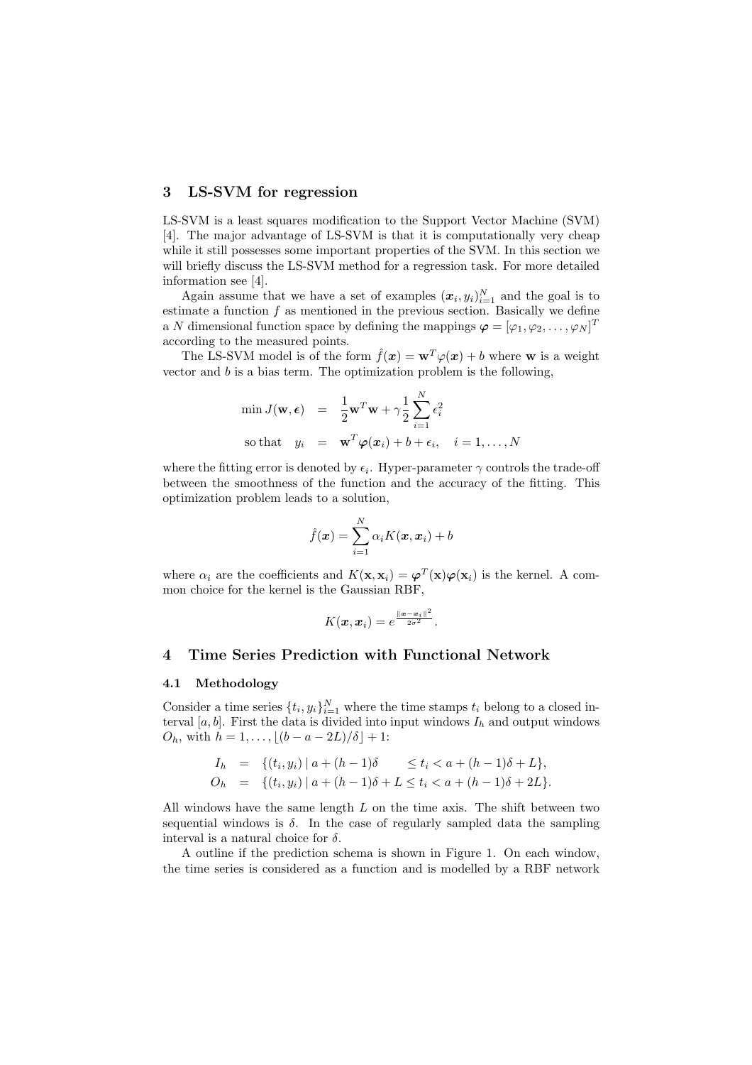## 3 LS-SVM for regression

LS-SVM is a least squares modification to the Support Vector Machine (SVM) [4]. The major advantage of LS-SVM is that it is computationally very cheap while it still possesses some important properties of the SVM. In this section we will briefly discuss the LS-SVM method for a regression task. For more detailed information see [4].

Again assume that we have a set of examples $(\boldsymbol{x}_i, y_i)_{i=1}^N$ and the goal is to estimate a function $f$ as mentioned in the previous section. Basically we define a $N$ dimensional function space by defining the mappings $\boldsymbol{\varphi} = [\varphi_1, \varphi_2, \ldots, \varphi_N]^T$ according to the measured points.

The LS-SVM model is of the form $\hat{f}(\boldsymbol{x}) = \mathbf{w}^T \varphi(\boldsymbol{x}) + b$ where $\mathbf{w}$ is a weight vector and $b$ is a bias term. The optimization problem is the following,

$$
\begin{aligned}
\min J(\mathbf{w}, \boldsymbol{\epsilon}) &= \frac{1}{2}\mathbf{w}^T\mathbf{w} + \gamma \frac{1}{2}\sum_{i=1}^{N} \epsilon_i^2 \\
\text{so that} \quad y_i &= \mathbf{w}^T \boldsymbol{\varphi}(\boldsymbol{x}_i) + b + \epsilon_i, \quad i = 1, \ldots, N
\end{aligned}
$$

where the fitting error is denoted by $\epsilon_i$. Hyper-parameter $\gamma$ controls the trade-off between the smoothness of the function and the accuracy of the fitting. This optimization problem leads to a solution,

$$
\hat{f}(\boldsymbol{x}) = \sum_{i=1}^{N} \alpha_i K(\boldsymbol{x}, \boldsymbol{x}_i) + b
$$

where $\alpha_i$ are the coefficients and $K(\mathbf{x}, \mathbf{x}_i) = \boldsymbol{\varphi}^T(\mathbf{x})\boldsymbol{\varphi}(\mathbf{x}_i)$ is the kernel. A common choice for the kernel is the Gaussian RBF,

$$
K(\boldsymbol{x}, \boldsymbol{x}_i) = e^{\frac{\|\boldsymbol{x} - \boldsymbol{x}_i\|^2}{2\sigma^2}}.
$$

## 4 Time Series Prediction with Functional Network

### 4.1 Methodology

Consider a time series $\{t_i, y_i\}_{i=1}^N$ where the time stamps $t_i$ belong to a closed interval $[a, b]$. First the data is divided into input windows $I_h$ and output windows $O_h$, with $h = 1, \ldots, \lfloor (b - a - 2L)/\delta \rfloor + 1$:

$$
\begin{aligned}
I_h &= \{(t_i, y_i) \mid a + (h-1)\delta \qquad \le t_i < a + (h-1)\delta + L\}, \\
O_h &= \{(t_i, y_i) \mid a + (h-1)\delta + L \le t_i < a + (h-1)\delta + 2L\}.
\end{aligned}
$$

All windows have the same length $L$ on the time axis. The shift between two sequential windows is $\delta$. In the case of regularly sampled data the sampling interval is a natural choice for $\delta$.

A outline if the prediction schema is shown in Figure 1. On each window, the time series is considered as a function and is modelled by a RBF network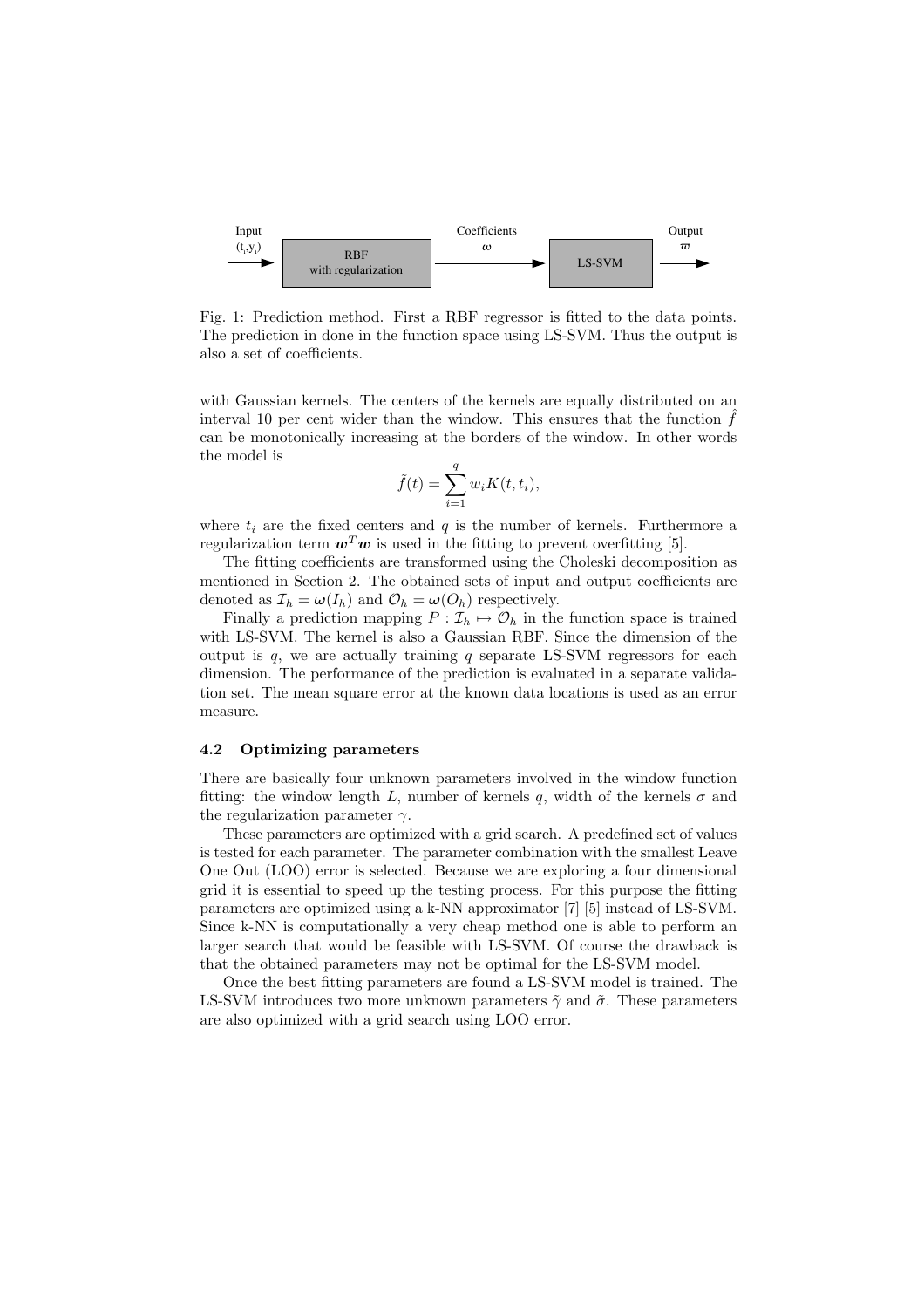Input
$(t_i, y_i)$

RBF
with regularization

Coefficients
$\omega$

LS-SVM

Output
$\varpi$

Fig. 1: Prediction method. First a RBF regressor is fitted to the data points. The prediction in done in the function space using LS-SVM. Thus the output is also a set of coefficients.

with Gaussian kernels. The centers of the kernels are equally distributed on an interval 10 per cent wider than the window. This ensures that the function $\hat{f}$ can be monotonically increasing at the borders of the window. In other words the model is

$$\tilde{f}(t) = \sum_{i=1}^{q} w_i K(t, t_i),$$

where $t_i$ are the fixed centers and $q$ is the number of kernels. Furthermore a regularization term $\boldsymbol{w}^T\boldsymbol{w}$ is used in the fitting to prevent overfitting [5].

The fitting coefficients are transformed using the Choleski decomposition as mentioned in Section 2. The obtained sets of input and output coefficients are denoted as $\mathcal{I}_h = \boldsymbol{\omega}(I_h)$ and $\mathcal{O}_h = \boldsymbol{\omega}(O_h)$ respectively.

Finally a prediction mapping $P : \mathcal{I}_h \mapsto \mathcal{O}_h$ in the function space is trained with LS-SVM. The kernel is also a Gaussian RBF. Since the dimension of the output is $q$, we are actually training $q$ separate LS-SVM regressors for each dimension. The performance of the prediction is evaluated in a separate validation set. The mean square error at the known data locations is used as an error measure.

### 4.2 Optimizing parameters

There are basically four unknown parameters involved in the window function fitting: the window length $L$, number of kernels $q$, width of the kernels $\sigma$ and the regularization parameter $\gamma$.

These parameters are optimized with a grid search. A predefined set of values is tested for each parameter. The parameter combination with the smallest Leave One Out (LOO) error is selected. Because we are exploring a four dimensional grid it is essential to speed up the testing process. For this purpose the fitting parameters are optimized using a k-NN approximator [7] [5] instead of LS-SVM. Since k-NN is computationally a very cheap method one is able to perform an larger search that would be feasible with LS-SVM. Of course the drawback is that the obtained parameters may not be optimal for the LS-SVM model.

Once the best fitting parameters are found a LS-SVM model is trained. The LS-SVM introduces two more unknown parameters $\tilde{\gamma}$ and $\tilde{\sigma}$. These parameters are also optimized with a grid search using LOO error.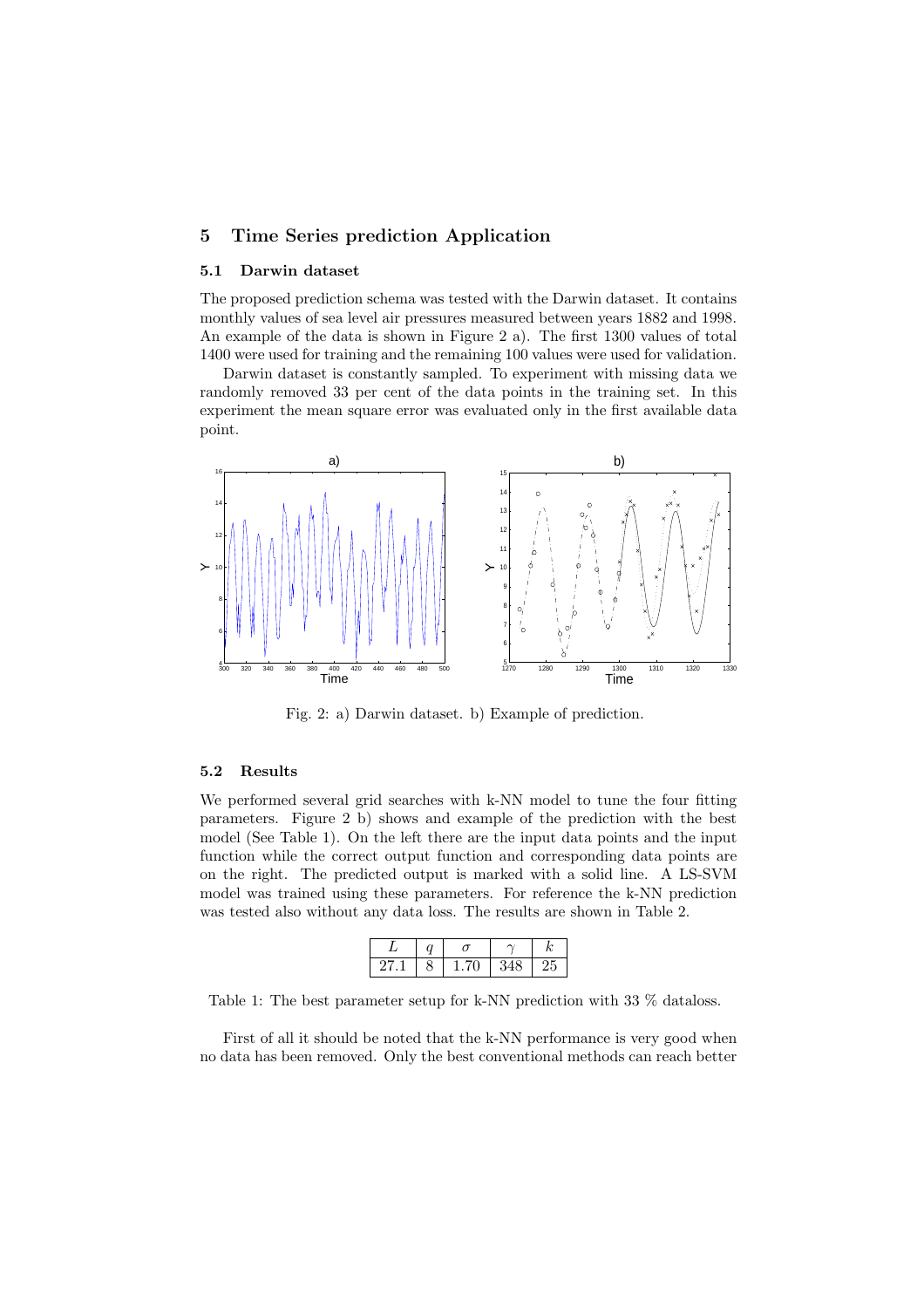## 5 Time Series prediction Application

### 5.1 Darwin dataset

The proposed prediction schema was tested with the Darwin dataset. It contains monthly values of sea level air pressures measured between years 1882 and 1998. An example of the data is shown in Figure 2 a). The first 1300 values of total 1400 were used for training and the remaining 100 values were used for validation.

Darwin dataset is constantly sampled. To experiment with missing data we randomly removed 33 per cent of the data points in the training set. In this experiment the mean square error was evaluated only in the first available data point.

a)

Y

Time

b)

Y

Time

Fig. 2: a) Darwin dataset. b) Example of prediction.

### 5.2 Results

We performed several grid searches with k-NN model to tune the four fitting parameters. Figure 2 b) shows and example of the prediction with the best model (See Table 1). On the left there are the input data points and the input function while the correct output function and corresponding data points are on the right. The predicted output is marked with a solid line. A LS-SVM model was trained using these parameters. For reference the k-NN prediction was tested also without any data loss. The results are shown in Table 2.

| $L$ | $q$ | $\sigma$ | $\gamma$ | $k$ |
|---|---|---|---|---|
| 27.1 | 8 | 1.70 | 348 | 25 |

Table 1: The best parameter setup for k-NN prediction with 33 % dataloss.

First of all it should be noted that the k-NN performance is very good when no data has been removed. Only the best conventional methods can reach better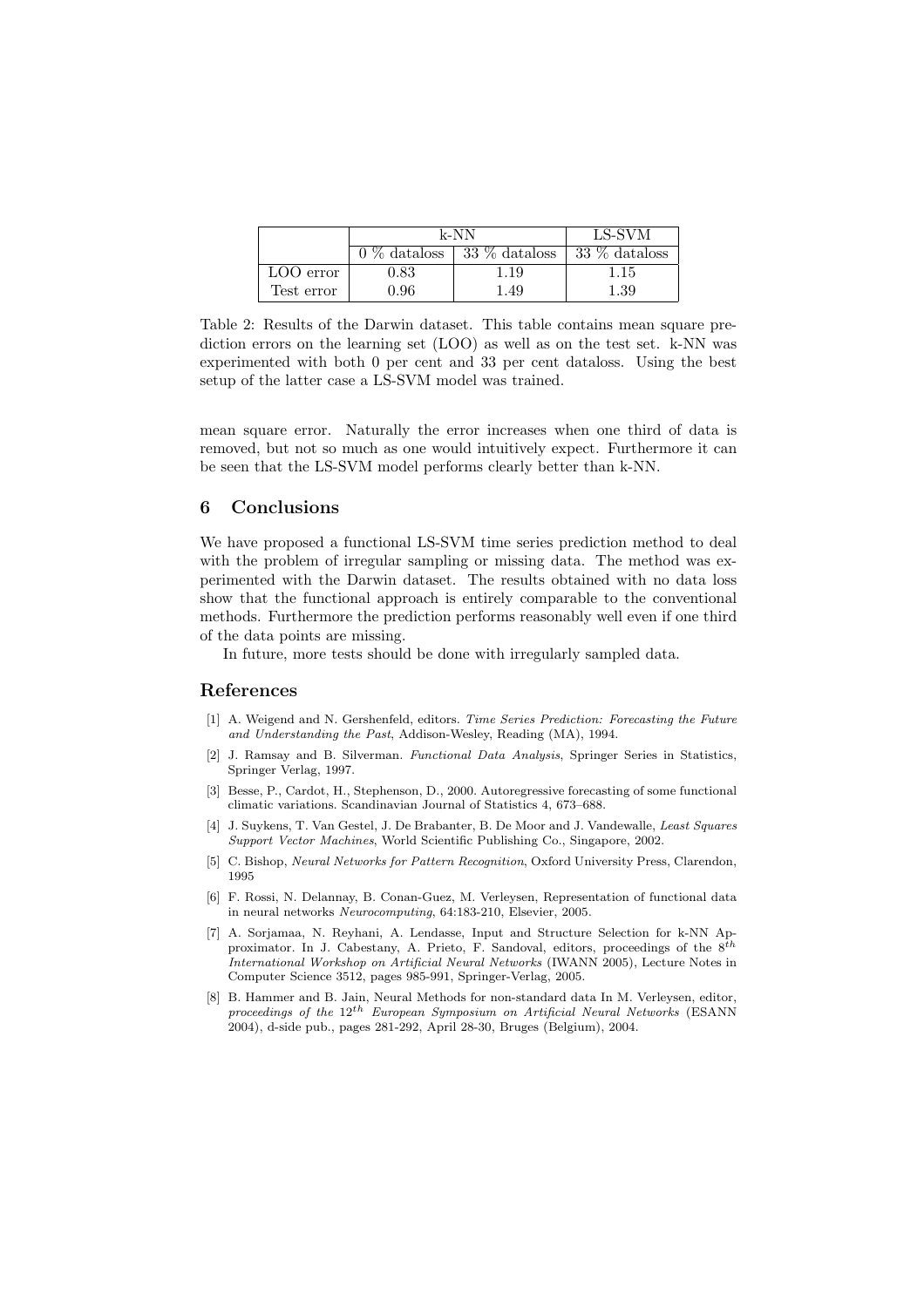| | k-NN | | LS-SVM |
|---|---|---|---|
| | 0 % dataloss | 33 % dataloss | 33 % dataloss |
| LOO error | 0.83 | 1.19 | 1.15 |
| Test error | 0.96 | 1.49 | 1.39 |

Table 2: Results of the Darwin dataset. This table contains mean square prediction errors on the learning set (LOO) as well as on the test set. k-NN was experimented with both 0 per cent and 33 per cent dataloss. Using the best setup of the latter case a LS-SVM model was trained.

mean square error. Naturally the error increases when one third of data is removed, but not so much as one would intuitively expect. Furthermore it can be seen that the LS-SVM model performs clearly better than k-NN.

## 6 Conclusions

We have proposed a functional LS-SVM time series prediction method to deal with the problem of irregular sampling or missing data. The method was experimented with the Darwin dataset. The results obtained with no data loss show that the functional approach is entirely comparable to the conventional methods. Furthermore the prediction performs reasonably well even if one third of the data points are missing.

In future, more tests should be done with irregularly sampled data.

## References

[1] A. Weigend and N. Gershenfeld, editors. *Time Series Prediction: Forecasting the Future and Understanding the Past*, Addison-Wesley, Reading (MA), 1994.

[2] J. Ramsay and B. Silverman. *Functional Data Analysis*, Springer Series in Statistics, Springer Verlag, 1997.

[3] Besse, P., Cardot, H., Stephenson, D., 2000. Autoregressive forecasting of some functional climatic variations. Scandinavian Journal of Statistics 4, 673–688.

[4] J. Suykens, T. Van Gestel, J. De Brabanter, B. De Moor and J. Vandewalle, *Least Squares Support Vector Machines*, World Scientific Publishing Co., Singapore, 2002.

[5] C. Bishop, *Neural Networks for Pattern Recognition*, Oxford University Press, Clarendon, 1995

[6] F. Rossi, N. Delannay, B. Conan-Guez, M. Verleysen, Representation of functional data in neural networks *Neurocomputing*, 64:183-210, Elsevier, 2005.

[7] A. Sorjamaa, N. Reyhani, A. Lendasse, Input and Structure Selection for k-NN Approximator. In J. Cabestany, A. Prieto, F. Sandoval, editors, proceedings of the $8^{th}$ *International Workshop on Artificial Neural Networks* (IWANN 2005), Lecture Notes in Computer Science 3512, pages 985-991, Springer-Verlag, 2005.

[8] B. Hammer and B. Jain, Neural Methods for non-standard data In M. Verleysen, editor, *proceedings of the* $12^{th}$ *European Symposium on Artificial Neural Networks* (ESANN 2004), d-side pub., pages 281-292, April 28-30, Bruges (Belgium), 2004.